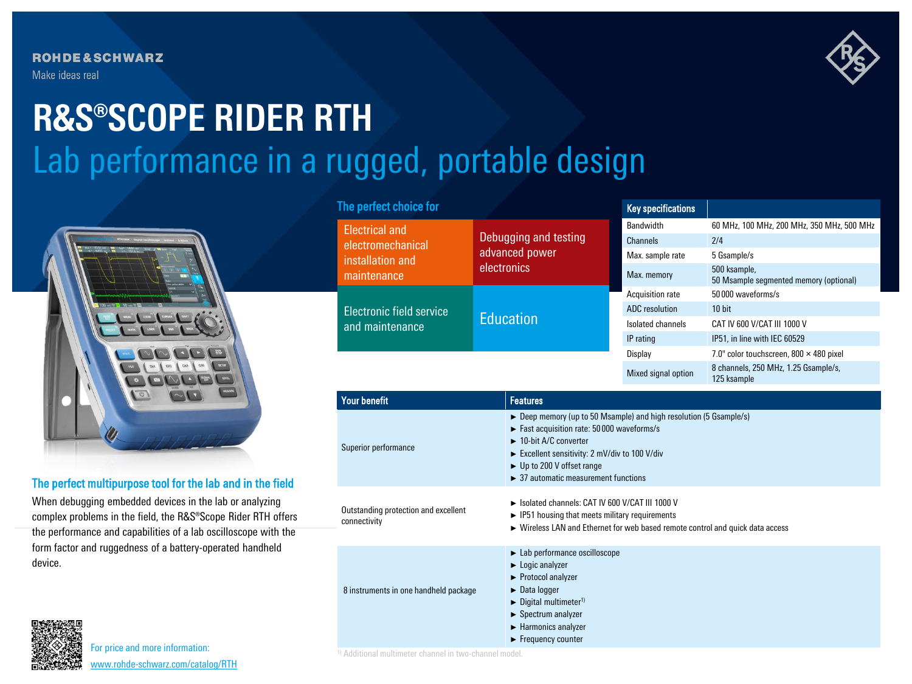ROHDE&SCHWARZ

Make ideas real

# R&S®SCOPE RIDER RTH

## Lab performance in a rugged, portable design

### The perfect multipurpose tool for the lab and in the field

When debugging embedded devices in the lab or analyzing complex problems in the field, the R&S®Scope Rider RTH offers the performance and capabilities of a lab oscilloscope with the form factor and ruggedness of a battery-operated handheld device.

### The perfect choice for

| | |
|---|---|
| Electrical and electromechanical installation and maintenance | Debugging and testing advanced power electronics |
| Electronic field service and maintenance | Education |

| Key specifications | |
|---|---|
| Bandwidth | 60 MHz, 100 MHz, 200 MHz, 350 MHz, 500 MHz |
| Channels | 2/4 |
| Max. sample rate | 5 Gsample/s |
| Max. memory | 500 ksample, 50 Msample segmented memory (optional) |
| Acquisition rate | 50 000 waveforms/s |
| ADC resolution | 10 bit |
| Isolated channels | CAT IV 600 V/CAT III 1000 V |
| IP rating | IP51, in line with IEC 60529 |
| Display | 7.0" color touchscreen, 800 × 480 pixel |
| Mixed signal option | 8 channels, 250 MHz, 1.25 Gsample/s, 125 ksample |

| Your benefit | Features |
|---|---|
| Superior performance | ► Deep memory (up to 50 Msample) and high resolution (5 Gsample/s)<br>► Fast acquisition rate: 50 000 waveforms/s<br>► 10-bit A/C converter<br>► Excellent sensitivity: 2 mV/div to 100 V/div<br>► Up to 200 V offset range<br>► 37 automatic measurement functions |
| Outstanding protection and excellent connectivity | ► Isolated channels: CAT IV 600 V/CAT III 1000 V<br>► IP51 housing that meets military requirements<br>► Wireless LAN and Ethernet for web based remote control and quick data access |
| 8 instruments in one handheld package | ► Lab performance oscilloscope<br>► Logic analyzer<br>► Protocol analyzer<br>► Data logger<br>► Digital multimeter[1]<br>► Spectrum analyzer<br>► Harmonics analyzer<br>► Frequency counter |

[1] Additional multimeter channel in two-channel model.

For price and more information:
www.rohde-schwarz.com/catalog/RTH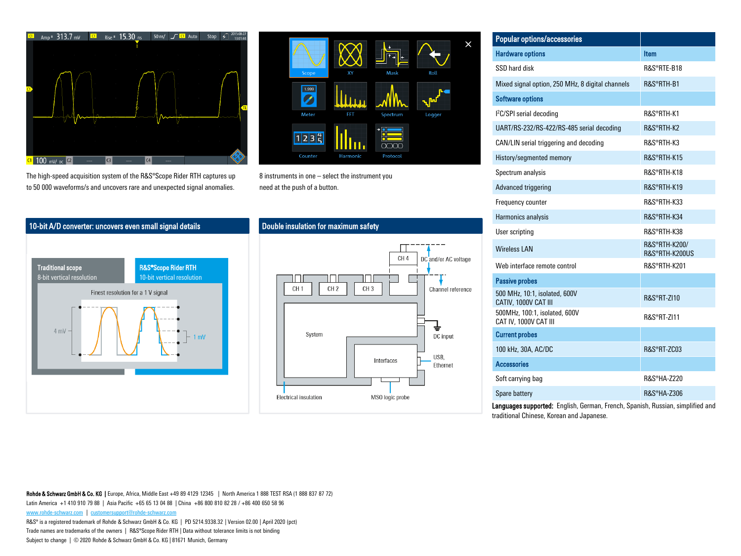The high-speed acquisition system of the R&S®Scope Rider RTH captures up to 50 000 waveforms/s and uncovers rare and unexpected signal anomalies.

8 instruments in one – select the instrument you need at the push of a button.

## 10-bit A/D converter: uncovers even small signal details

Traditional scope
8-bit vertical resolution

R&S®Scope Rider RTH
10-bit vertical resolution

Finest resolution for a 1 V signal

4 mV

1 mV

## Double insulation for maximum safety

CH 4

DC and/or AC voltage

CH 1

CH 2

CH 3

Channel reference

System

DC input

Interfaces

USB, Ethernet

Electrical insulation

MSO logic probe

## Popular options/accessories

| Hardware options | Item |
|---|---|
| SSD hard disk | R&S®RTE-B18 |
| Mixed signal option, 250 MHz, 8 digital channels | R&S®RTH-B1 |
| **Software options** | |
| I²C/SPI serial decoding | R&S®RTH-K1 |
| UART/RS-232/RS-422/RS-485 serial decoding | R&S®RTH-K2 |
| CAN/LIN serial triggering and decoding | R&S®RTH-K3 |
| History/segmented memory | R&S®RTH-K15 |
| Spectrum analysis | R&S®RTH-K18 |
| Advanced triggering | R&S®RTH-K19 |
| Frequency counter | R&S®RTH-K33 |
| Harmonics analysis | R&S®RTH-K34 |
| User scripting | R&S®RTH-K38 |
| Wireless LAN | R&S®RTH-K200/ R&S®RTH-K200US |
| Web interface remote control | R&S®RTH-K201 |
| **Passive probes** | |
| 500 MHz, 10:1, isolated, 600V CATIV, 1000V CAT III | R&S®RT-ZI10 |
| 500MHz, 100:1, isolated, 600V CAT IV, 1000V CAT III | R&S®RT-ZI11 |
| **Current probes** | |
| 100 kHz, 30A, AC/DC | R&S®RT-ZC03 |
| **Accessories** | |
| Soft carrying bag | R&S®HA-Z220 |
| Spare battery | R&S®HA-Z306 |

**Languages supported:** English, German, French, Spanish, Russian, simplified and traditional Chinese, Korean and Japanese.

**Rohde & Schwarz GmbH & Co. KG** | Europe, Africa, Middle East +49 89 4129 12345 | North America 1 888 TEST RSA (1 888 837 87 72)
Latin America +1 410 910 79 88 | Asia Pacific +65 65 13 04 88 | China +86 800 810 82 28 / +86 400 650 58 96
www.rohde-schwarz.com | customersupport@rohde-schwarz.com
R&S® is a registered trademark of Rohde & Schwarz GmbH & Co. KG | PD 5214.9338.32 | Version 02.00 | April 2020 (pct)
Trade names are trademarks of the owners | R&S®Scope Rider RTH | Data without tolerance limits is not binding
Subject to change | © 2020 Rohde & Schwarz GmbH & Co. KG | 81671 Munich, Germany